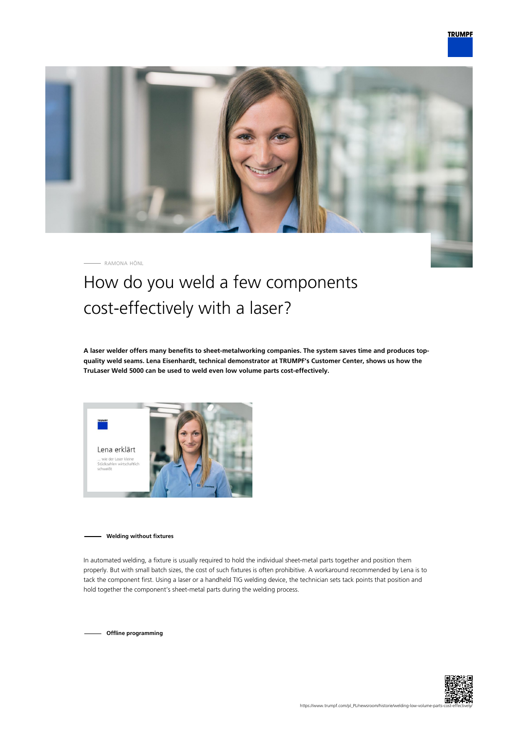RAMONA HÖNL

# How do you weld a few components cost-effectively with a laser?

**A laser welder offers many benefits to sheet-metalworking companies. The system saves time and produces top-quality weld seams. Lena Eisenhardt, technical demonstrator at TRUMPF's Customer Center, shows us how the TruLaser Weld 5000 can be used to weld even low volume parts cost-effectively.**

## Welding without fixtures

In automated welding, a fixture is usually required to hold the individual sheet-metal parts together and position them properly. But with small batch sizes, the cost of such fixtures is often prohibitive. A workaround recommended by Lena is to tack the component first. Using a laser or a handheld TIG welding device, the technician sets tack points that position and hold together the component's sheet-metal parts during the welding process.

## Offline programming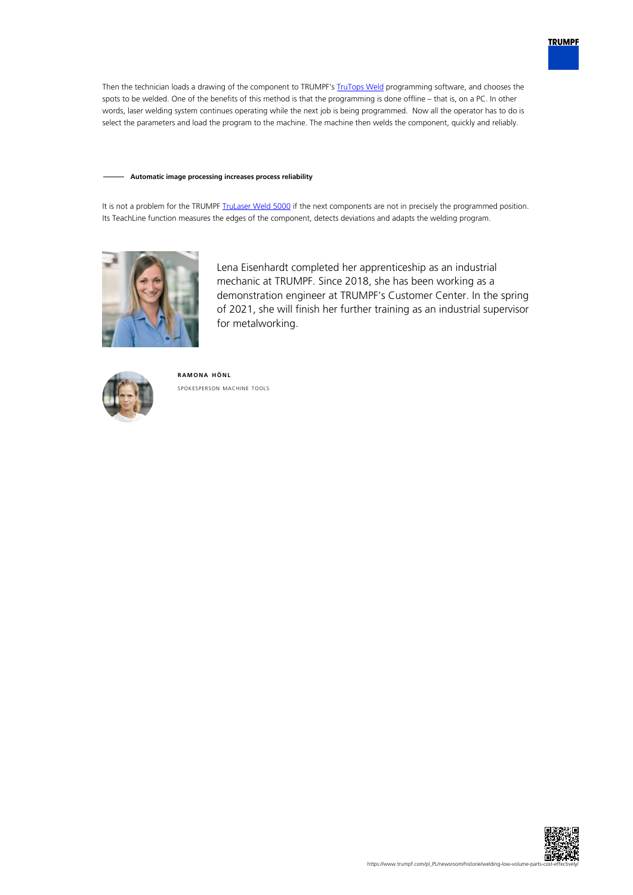Then the technician loads a drawing of the component to TRUMPF's TruTops Weld programming software, and chooses the spots to be welded. One of the benefits of this method is that the programming is done offline – that is, on a PC. In other words, laser welding system continues operating while the next job is being programmed.  Now all the operator has to do is select the parameters and load the program to the machine. The machine then welds the component, quickly and reliably.

### Automatic image processing increases process reliability

It is not a problem for the TRUMPF TruLaser Weld 5000 if the next components are not in precisely the programmed position. Its TeachLine function measures the edges of the component, detects deviations and adapts the welding program.

Lena Eisenhardt completed her apprenticeship as an industrial mechanic at TRUMPF. Since 2018, she has been working as a demonstration engineer at TRUMPF's Customer Center. In the spring of 2021, she will finish her further training as an industrial supervisor for metalworking.

**RAMONA HÖNL**

SPOKESPERSON MACHINE TOOLS